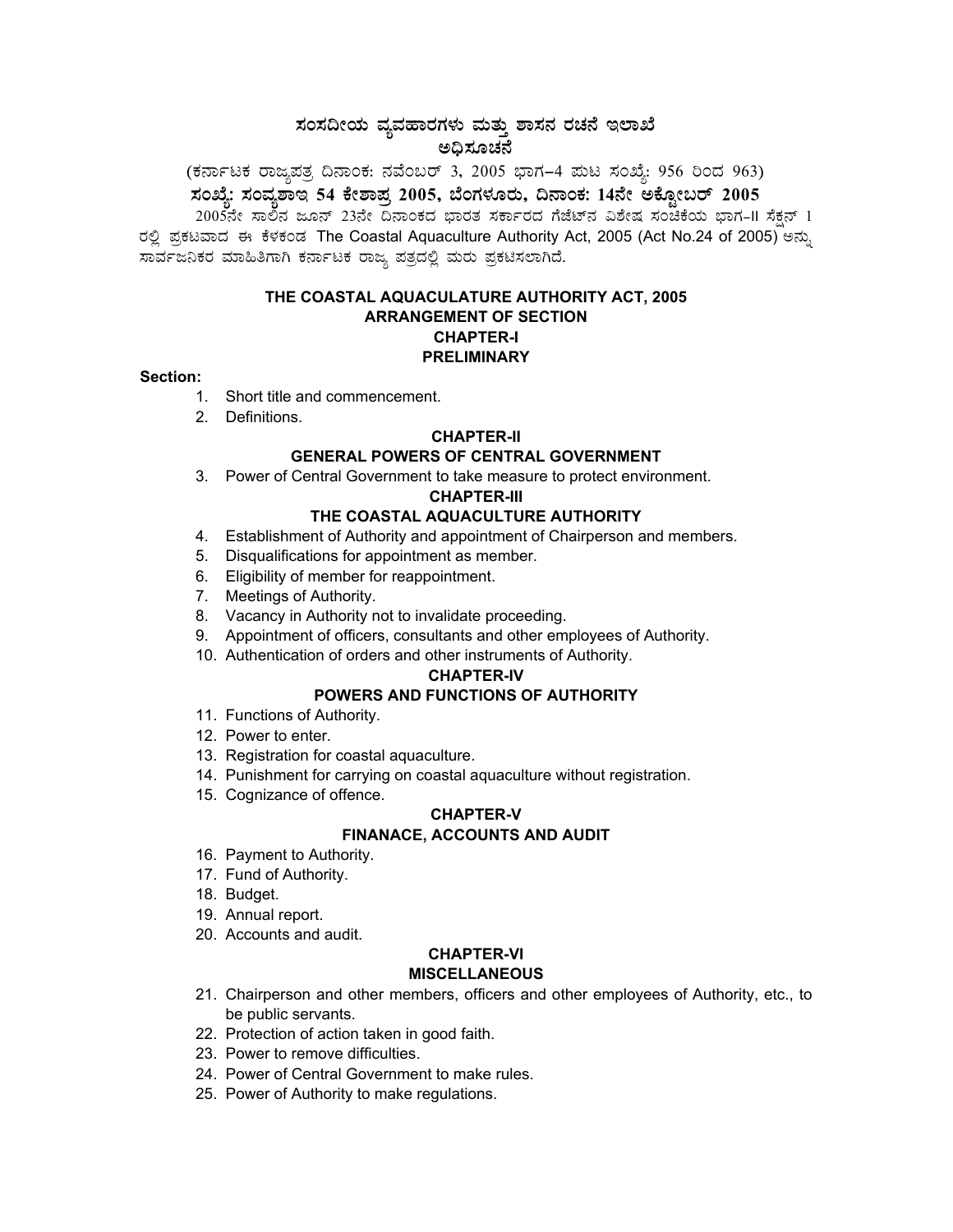# ಸಂಸದೀಯ ವ್ಯವಹಾರಗಳು ಮತ್ತು ಶಾಸನ ರಚನೆ ಇಲಾಖೆ
## ಅಧಿಸೂಚನೆ

(ಕರ್ನಾಟಕ ರಾಜ್ಯಪತ್ರ ದಿನಾಂಕ: ನವೆಂಬರ್ 3, 2005 ಭಾಗ–4 ಪುಟ ಸಂಖ್ಯೆ: 956 ರಿಂದ 963)

**ಸಂಖ್ಯೆ: ಸಂವ್ಯಶಾಇ 54 ಕೇಶಾಪ್ರ 2005, ಬೆಂಗಳೂರು, ದಿನಾಂಕ: 14ನೇ ಅಕ್ಟೋಬರ್ 2005**

2005ನೇ ಸಾಲಿನ ಜೂನ್ 23ನೇ ದಿನಾಂಕದ ಭಾರತ ಸರ್ಕಾರದ ಗೆಜೆಟ್‌ನ ವಿಶೇಷ ಸಂಚಿಕೆಯ ಭಾಗ-II ಸೆಕ್ಷನ್ 1 ರಲ್ಲಿ ಪ್ರಕಟವಾದ ಈ ಕೆಳಕಂಡ The Coastal Aquaculture Authority Act, 2005 (Act No.24 of 2005) ಅನ್ನು ಸಾರ್ವಜನಿಕರ ಮಾಹಿತಿಗಾಗಿ ಕರ್ನಾಟಕ ರಾಜ್ಯ ಪತ್ರದಲ್ಲಿ ಮರು ಪ್ರಕಟಿಸಲಾಗಿದೆ.

## THE COASTAL AQUACULATURE AUTHORITY ACT, 2005
## ARRANGEMENT OF SECTION
### CHAPTER-I
### PRELIMINARY

**Section:**

1. Short title and commencement.
2. Definitions.

### CHAPTER-II
### GENERAL POWERS OF CENTRAL GOVERNMENT

3. Power of Central Government to take measure to protect environment.

### CHAPTER-III
### THE COASTAL AQUACULTURE AUTHORITY

4. Establishment of Authority and appointment of Chairperson and members.
5. Disqualifications for appointment as member.
6. Eligibility of member for reappointment.
7. Meetings of Authority.
8. Vacancy in Authority not to invalidate proceeding.
9. Appointment of officers, consultants and other employees of Authority.
10. Authentication of orders and other instruments of Authority.

### CHAPTER-IV
### POWERS AND FUNCTIONS OF AUTHORITY

11. Functions of Authority.
12. Power to enter.
13. Registration for coastal aquaculture.
14. Punishment for carrying on coastal aquaculture without registration.
15. Cognizance of offence.

### CHAPTER-V
### FINANACE, ACCOUNTS AND AUDIT

16. Payment to Authority.
17. Fund of Authority.
18. Budget.
19. Annual report.
20. Accounts and audit.

### CHAPTER-VI
### MISCELLANEOUS

21. Chairperson and other members, officers and other employees of Authority, etc., to be public servants.
22. Protection of action taken in good faith.
23. Power to remove difficulties.
24. Power of Central Government to make rules.
25. Power of Authority to make regulations.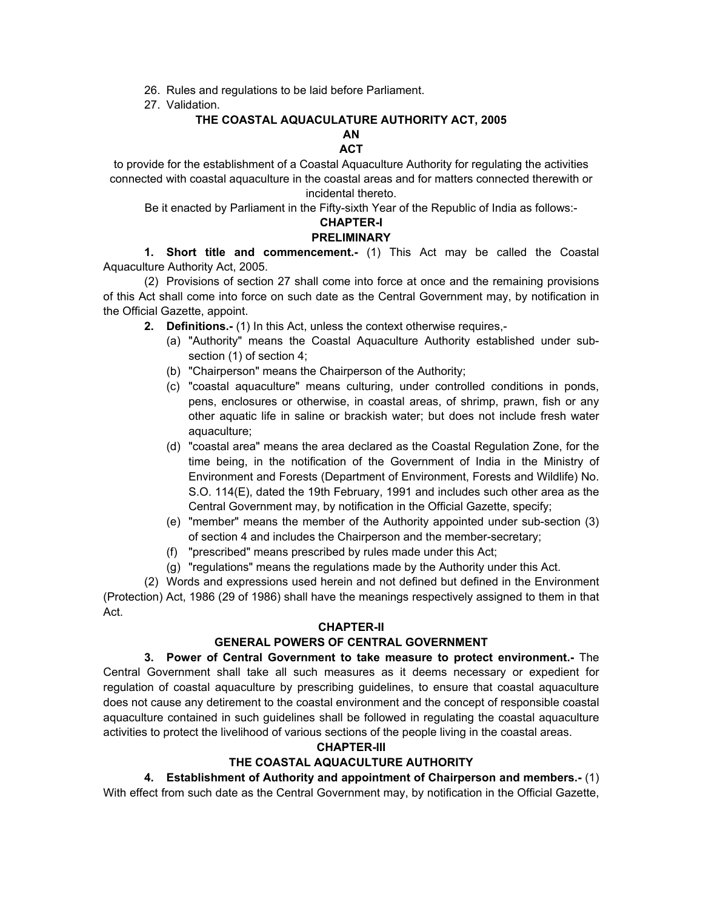26. Rules and regulations to be laid before Parliament.
27. Validation.

# THE COASTAL AQUACULATURE AUTHORITY ACT, 2005

## AN
## ACT

to provide for the establishment of a Coastal Aquaculture Authority for regulating the activities connected with coastal aquaculture in the coastal areas and for matters connected therewith or incidental thereto.

Be it enacted by Parliament in the Fifty-sixth Year of the Republic of India as follows:-

## CHAPTER-I
## PRELIMINARY

**1. Short title and commencement.-** (1) This Act may be called the Coastal Aquaculture Authority Act, 2005.

(2) Provisions of section 27 shall come into force at once and the remaining provisions of this Act shall come into force on such date as the Central Government may, by notification in the Official Gazette, appoint.

**2. Definitions.-** (1) In this Act, unless the context otherwise requires,-

(a) "Authority" means the Coastal Aquaculture Authority established under sub-section (1) of section 4;

(b) "Chairperson" means the Chairperson of the Authority;

(c) "coastal aquaculture" means culturing, under controlled conditions in ponds, pens, enclosures or otherwise, in coastal areas, of shrimp, prawn, fish or any other aquatic life in saline or brackish water; but does not include fresh water aquaculture;

(d) "coastal area" means the area declared as the Coastal Regulation Zone, for the time being, in the notification of the Government of India in the Ministry of Environment and Forests (Department of Environment, Forests and Wildlife) No. S.O. 114(E), dated the 19th February, 1991 and includes such other area as the Central Government may, by notification in the Official Gazette, specify;

(e) "member" means the member of the Authority appointed under sub-section (3) of section 4 and includes the Chairperson and the member-secretary;

(f) "prescribed" means prescribed by rules made under this Act;

(g) "regulations" means the regulations made by the Authority under this Act.

(2) Words and expressions used herein and not defined but defined in the Environment (Protection) Act, 1986 (29 of 1986) shall have the meanings respectively assigned to them in that Act.

## CHAPTER-II
## GENERAL POWERS OF CENTRAL GOVERNMENT

**3. Power of Central Government to take measure to protect environment.-** The Central Government shall take all such measures as it deems necessary or expedient for regulation of coastal aquaculture by prescribing guidelines, to ensure that coastal aquaculture does not cause any detirement to the coastal environment and the concept of responsible coastal aquaculture contained in such guidelines shall be followed in regulating the coastal aquaculture activities to protect the livelihood of various sections of the people living in the coastal areas.

## CHAPTER-III
## THE COASTAL AQUACULTURE AUTHORITY

**4. Establishment of Authority and appointment of Chairperson and members.-** (1) With effect from such date as the Central Government may, by notification in the Official Gazette,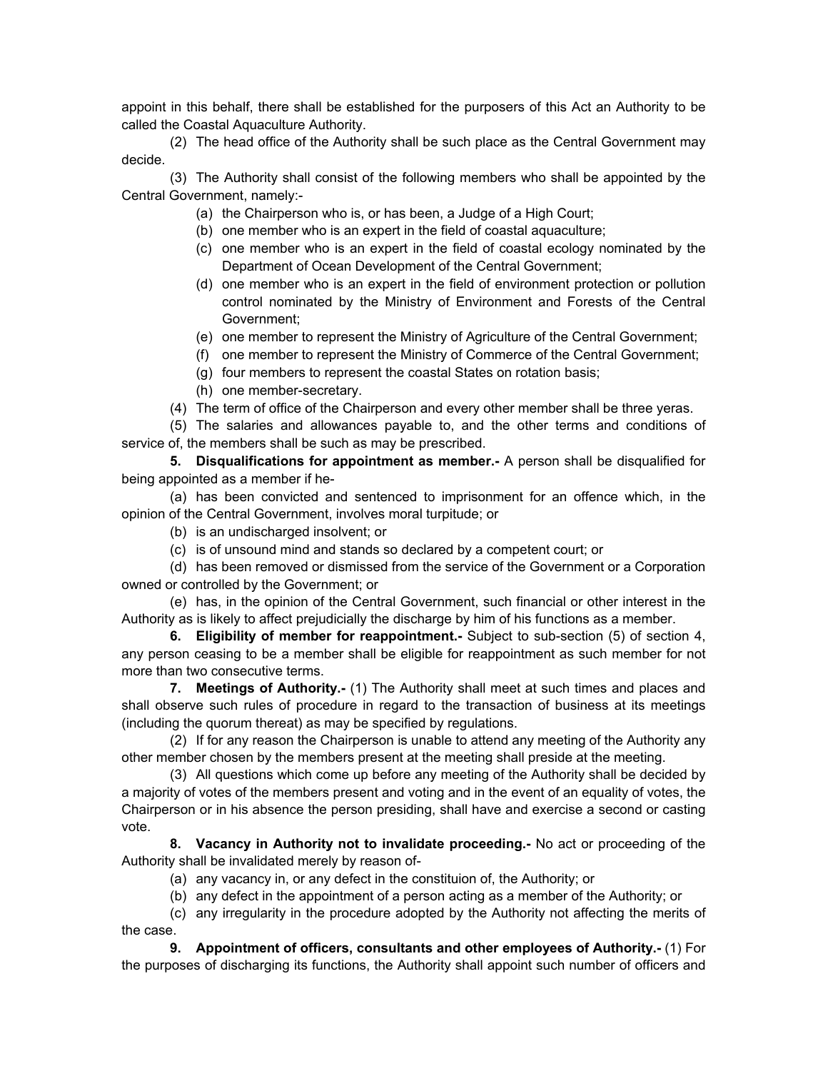appoint in this behalf, there shall be established for the purposers of this Act an Authority to be called the Coastal Aquaculture Authority.

(2) The head office of the Authority shall be such place as the Central Government may decide.

(3) The Authority shall consist of the following members who shall be appointed by the Central Government, namely:-

(a) the Chairperson who is, or has been, a Judge of a High Court;

(b) one member who is an expert in the field of coastal aquaculture;

(c) one member who is an expert in the field of coastal ecology nominated by the Department of Ocean Development of the Central Government;

(d) one member who is an expert in the field of environment protection or pollution control nominated by the Ministry of Environment and Forests of the Central Government;

(e) one member to represent the Ministry of Agriculture of the Central Government;

(f) one member to represent the Ministry of Commerce of the Central Government;

(g) four members to represent the coastal States on rotation basis;

(h) one member-secretary.

(4) The term of office of the Chairperson and every other member shall be three yeras.

(5) The salaries and allowances payable to, and the other terms and conditions of service of, the members shall be such as may be prescribed.

**5. Disqualifications for appointment as member.-** A person shall be disqualified for being appointed as a member if he-

(a) has been convicted and sentenced to imprisonment for an offence which, in the opinion of the Central Government, involves moral turpitude; or

(b) is an undischarged insolvent; or

(c) is of unsound mind and stands so declared by a competent court; or

(d) has been removed or dismissed from the service of the Government or a Corporation owned or controlled by the Government; or

(e) has, in the opinion of the Central Government, such financial or other interest in the Authority as is likely to affect prejudicially the discharge by him of his functions as a member.

**6. Eligibility of member for reappointment.-** Subject to sub-section (5) of section 4, any person ceasing to be a member shall be eligible for reappointment as such member for not more than two consecutive terms.

**7. Meetings of Authority.-** (1) The Authority shall meet at such times and places and shall observe such rules of procedure in regard to the transaction of business at its meetings (including the quorum thereat) as may be specified by regulations.

(2) If for any reason the Chairperson is unable to attend any meeting of the Authority any other member chosen by the members present at the meeting shall preside at the meeting.

(3) All questions which come up before any meeting of the Authority shall be decided by a majority of votes of the members present and voting and in the event of an equality of votes, the Chairperson or in his absence the person presiding, shall have and exercise a second or casting vote.

**8. Vacancy in Authority not to invalidate proceeding.-** No act or proceeding of the Authority shall be invalidated merely by reason of-

(a) any vacancy in, or any defect in the constituion of, the Authority; or

(b) any defect in the appointment of a person acting as a member of the Authority; or

(c) any irregularity in the procedure adopted by the Authority not affecting the merits of the case.

**9. Appointment of officers, consultants and other employees of Authority.-** (1) For the purposes of discharging its functions, the Authority shall appoint such number of officers and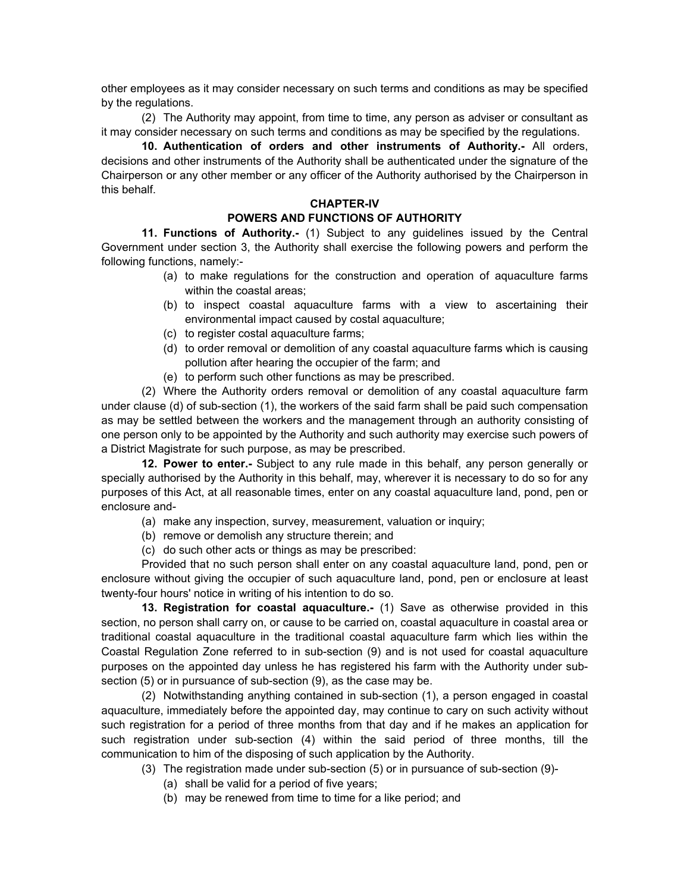other employees as it may consider necessary on such terms and conditions as may be specified by the regulations.

(2) The Authority may appoint, from time to time, any person as adviser or consultant as it may consider necessary on such terms and conditions as may be specified by the regulations.

**10. Authentication of orders and other instruments of Authority.-** All orders, decisions and other instruments of the Authority shall be authenticated under the signature of the Chairperson or any other member or any officer of the Authority authorised by the Chairperson in this behalf.

## CHAPTER-IV
## POWERS AND FUNCTIONS OF AUTHORITY

**11. Functions of Authority.-** (1) Subject to any guidelines issued by the Central Government under section 3, the Authority shall exercise the following powers and perform the following functions, namely:-

(a) to make regulations for the construction and operation of aquaculture farms within the coastal areas;

(b) to inspect coastal aquaculture farms with a view to ascertaining their environmental impact caused by costal aquaculture;

(c) to register costal aquaculture farms;

(d) to order removal or demolition of any coastal aquaculture farms which is causing pollution after hearing the occupier of the farm; and

(e) to perform such other functions as may be prescribed.

(2) Where the Authority orders removal or demolition of any coastal aquaculture farm under clause (d) of sub-section (1), the workers of the said farm shall be paid such compensation as may be settled between the workers and the management through an authority consisting of one person only to be appointed by the Authority and such authority may exercise such powers of a District Magistrate for such purpose, as may be prescribed.

**12. Power to enter.-** Subject to any rule made in this behalf, any person generally or specially authorised by the Authority in this behalf, may, wherever it is necessary to do so for any purposes of this Act, at all reasonable times, enter on any coastal aquaculture land, pond, pen or enclosure and-

(a) make any inspection, survey, measurement, valuation or inquiry;

(b) remove or demolish any structure therein; and

(c) do such other acts or things as may be prescribed:

Provided that no such person shall enter on any coastal aquaculture land, pond, pen or enclosure without giving the occupier of such aquaculture land, pond, pen or enclosure at least twenty-four hours' notice in writing of his intention to do so.

**13. Registration for coastal aquaculture.-** (1) Save as otherwise provided in this section, no person shall carry on, or cause to be carried on, coastal aquaculture in coastal area or traditional coastal aquaculture in the traditional coastal aquaculture farm which lies within the Coastal Regulation Zone referred to in sub-section (9) and is not used for coastal aquaculture purposes on the appointed day unless he has registered his farm with the Authority under sub-section (5) or in pursuance of sub-section (9), as the case may be.

(2) Notwithstanding anything contained in sub-section (1), a person engaged in coastal aquaculture, immediately before the appointed day, may continue to cary on such activity without such registration for a period of three months from that day and if he makes an application for such registration under sub-section (4) within the said period of three months, till the communication to him of the disposing of such application by the Authority.

(3) The registration made under sub-section (5) or in pursuance of sub-section (9)-

(a) shall be valid for a period of five years;

(b) may be renewed from time to time for a like period; and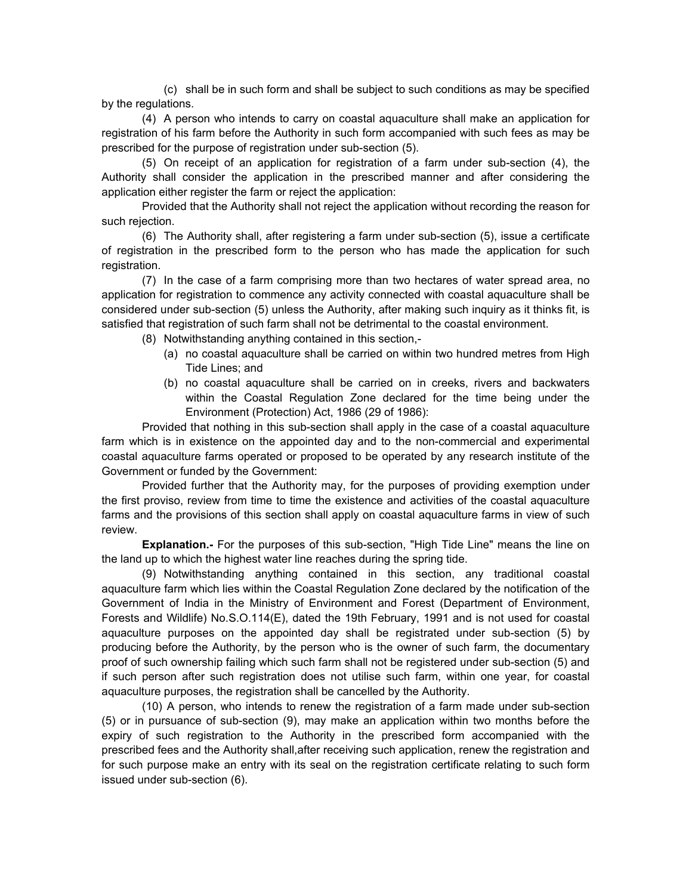(c) shall be in such form and shall be subject to such conditions as may be specified by the regulations.

(4) A person who intends to carry on coastal aquaculture shall make an application for registration of his farm before the Authority in such form accompanied with such fees as may be prescribed for the purpose of registration under sub-section (5).

(5) On receipt of an application for registration of a farm under sub-section (4), the Authority shall consider the application in the prescribed manner and after considering the application either register the farm or reject the application:

Provided that the Authority shall not reject the application without recording the reason for such rejection.

(6) The Authority shall, after registering a farm under sub-section (5), issue a certificate of registration in the prescribed form to the person who has made the application for such registration.

(7) In the case of a farm comprising more than two hectares of water spread area, no application for registration to commence any activity connected with coastal aquaculture shall be considered under sub-section (5) unless the Authority, after making such inquiry as it thinks fit, is satisfied that registration of such farm shall not be detrimental to the coastal environment.

(8) Notwithstanding anything contained in this section,-

(a) no coastal aquaculture shall be carried on within two hundred metres from High Tide Lines; and

(b) no coastal aquaculture shall be carried on in creeks, rivers and backwaters within the Coastal Regulation Zone declared for the time being under the Environment (Protection) Act, 1986 (29 of 1986):

Provided that nothing in this sub-section shall apply in the case of a coastal aquaculture farm which is in existence on the appointed day and to the non-commercial and experimental coastal aquaculture farms operated or proposed to be operated by any research institute of the Government or funded by the Government:

Provided further that the Authority may, for the purposes of providing exemption under the first proviso, review from time to time the existence and activities of the coastal aquaculture farms and the provisions of this section shall apply on coastal aquaculture farms in view of such review.

**Explanation.-** For the purposes of this sub-section, "High Tide Line" means the line on the land up to which the highest water line reaches during the spring tide.

(9) Notwithstanding anything contained in this section, any traditional coastal aquaculture farm which lies within the Coastal Regulation Zone declared by the notification of the Government of India in the Ministry of Environment and Forest (Department of Environment, Forests and Wildlife) No.S.O.114(E), dated the 19th February, 1991 and is not used for coastal aquaculture purposes on the appointed day shall be registrated under sub-section (5) by producing before the Authority, by the person who is the owner of such farm, the documentary proof of such ownership failing which such farm shall not be registered under sub-section (5) and if such person after such registration does not utilise such farm, within one year, for coastal aquaculture purposes, the registration shall be cancelled by the Authority.

(10) A person, who intends to renew the registration of a farm made under sub-section (5) or in pursuance of sub-section (9), may make an application within two months before the expiry of such registration to the Authority in the prescribed form accompanied with the prescribed fees and the Authority shall,after receiving such application, renew the registration and for such purpose make an entry with its seal on the registration certificate relating to such form issued under sub-section (6).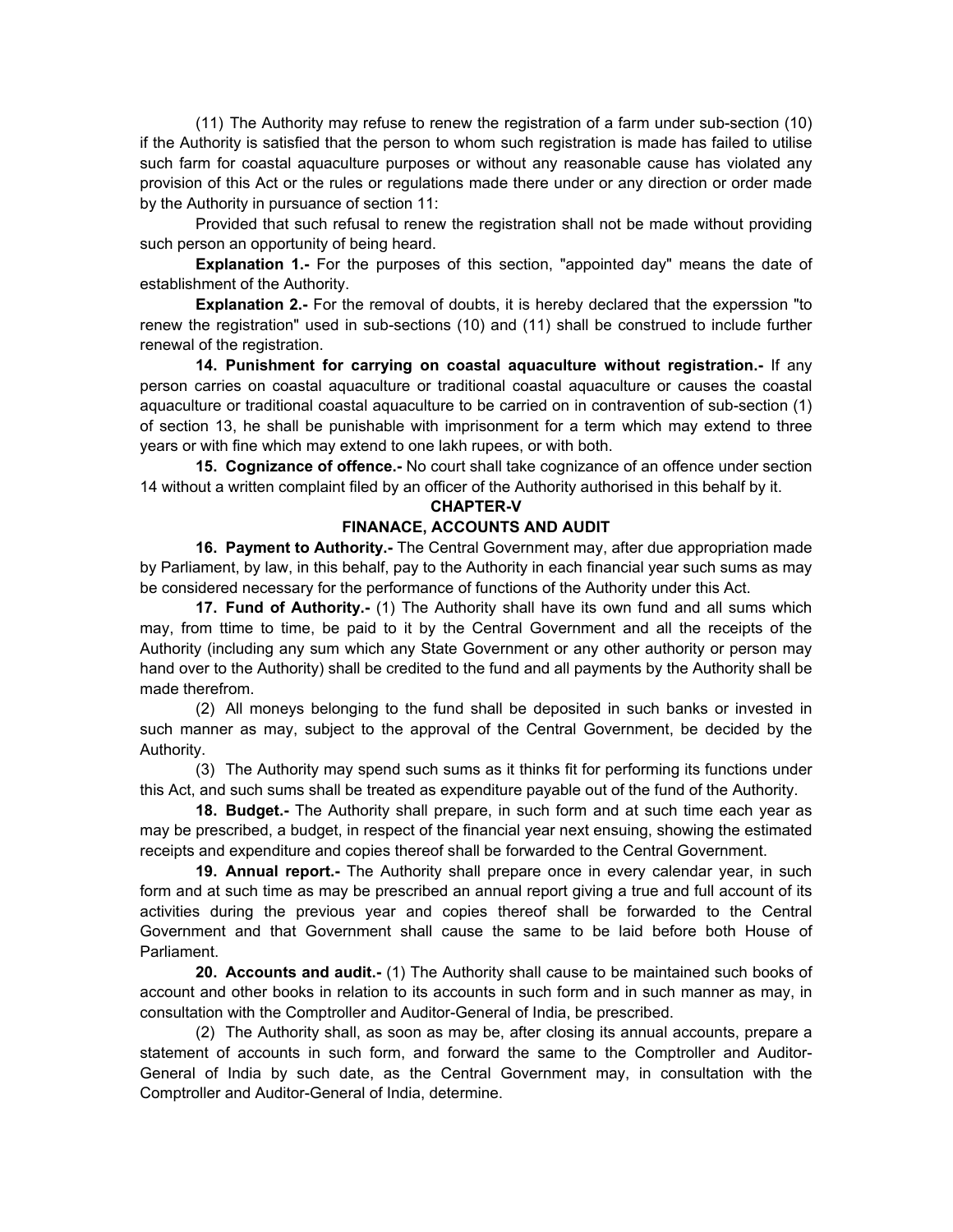(11) The Authority may refuse to renew the registration of a farm under sub-section (10) if the Authority is satisfied that the person to whom such registration is made has failed to utilise such farm for coastal aquaculture purposes or without any reasonable cause has violated any provision of this Act or the rules or regulations made there under or any direction or order made by the Authority in pursuance of section 11:

Provided that such refusal to renew the registration shall not be made without providing such person an opportunity of being heard.

**Explanation 1.-** For the purposes of this section, "appointed day" means the date of establishment of the Authority.

**Explanation 2.-** For the removal of doubts, it is hereby declared that the experssion "to renew the registration" used in sub-sections (10) and (11) shall be construed to include further renewal of the registration.

**14. Punishment for carrying on coastal aquaculture without registration.-** If any person carries on coastal aquaculture or traditional coastal aquaculture or causes the coastal aquaculture or traditional coastal aquaculture to be carried on in contravention of sub-section (1) of section 13, he shall be punishable with imprisonment for a term which may extend to three years or with fine which may extend to one lakh rupees, or with both.

**15. Cognizance of offence.-** No court shall take cognizance of an offence under section 14 without a written complaint filed by an officer of the Authority authorised in this behalf by it.

## CHAPTER-V

## FINANACE, ACCOUNTS AND AUDIT

**16. Payment to Authority.-** The Central Government may, after due appropriation made by Parliament, by law, in this behalf, pay to the Authority in each financial year such sums as may be considered necessary for the performance of functions of the Authority under this Act.

**17. Fund of Authority.-** (1) The Authority shall have its own fund and all sums which may, from ttime to time, be paid to it by the Central Government and all the receipts of the Authority (including any sum which any State Government or any other authority or person may hand over to the Authority) shall be credited to the fund and all payments by the Authority shall be made therefrom.

(2) All moneys belonging to the fund shall be deposited in such banks or invested in such manner as may, subject to the approval of the Central Government, be decided by the Authority.

(3) The Authority may spend such sums as it thinks fit for performing its functions under this Act, and such sums shall be treated as expenditure payable out of the fund of the Authority.

**18. Budget.-** The Authority shall prepare, in such form and at such time each year as may be prescribed, a budget, in respect of the financial year next ensuing, showing the estimated receipts and expenditure and copies thereof shall be forwarded to the Central Government.

**19. Annual report.-** The Authority shall prepare once in every calendar year, in such form and at such time as may be prescribed an annual report giving a true and full account of its activities during the previous year and copies thereof shall be forwarded to the Central Government and that Government shall cause the same to be laid before both House of Parliament.

**20. Accounts and audit.-** (1) The Authority shall cause to be maintained such books of account and other books in relation to its accounts in such form and in such manner as may, in consultation with the Comptroller and Auditor-General of India, be prescribed.

(2) The Authority shall, as soon as may be, after closing its annual accounts, prepare a statement of accounts in such form, and forward the same to the Comptroller and Auditor-General of India by such date, as the Central Government may, in consultation with the Comptroller and Auditor-General of India, determine.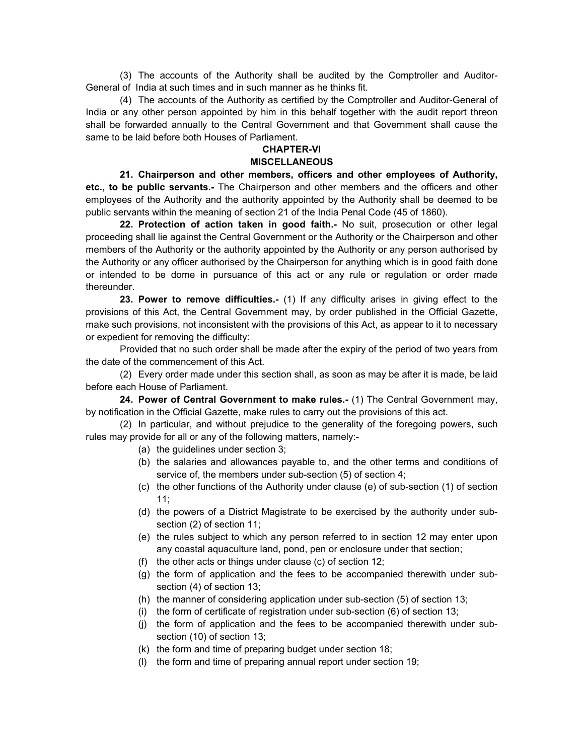(3) The accounts of the Authority shall be audited by the Comptroller and Auditor-General of India at such times and in such manner as he thinks fit.

(4) The accounts of the Authority as certified by the Comptroller and Auditor-General of India or any other person appointed by him in this behalf together with the audit report threon shall be forwarded annually to the Central Government and that Government shall cause the same to be laid before both Houses of Parliament.

## CHAPTER-VI
## MISCELLANEOUS

**21. Chairperson and other members, officers and other employees of Authority, etc., to be public servants.-** The Chairperson and other members and the officers and other employees of the Authority and the authority appointed by the Authority shall be deemed to be public servants within the meaning of section 21 of the India Penal Code (45 of 1860).

**22. Protection of action taken in good faith.-** No suit, prosecution or other legal proceeding shall lie against the Central Government or the Authority or the Chairperson and other members of the Authority or the authority appointed by the Authority or any person authorised by the Authority or any officer authorised by the Chairperson for anything which is in good faith done or intended to be dome in pursuance of this act or any rule or regulation or order made thereunder.

**23. Power to remove difficulties.-** (1) If any difficulty arises in giving effect to the provisions of this Act, the Central Government may, by order published in the Official Gazette, make such provisions, not inconsistent with the provisions of this Act, as appear to it to necessary or expedient for removing the difficulty:

Provided that no such order shall be made after the expiry of the period of two years from the date of the commencement of this Act.

(2) Every order made under this section shall, as soon as may be after it is made, be laid before each House of Parliament.

**24. Power of Central Government to make rules.-** (1) The Central Government may, by notification in the Official Gazette, make rules to carry out the provisions of this act.

(2) In particular, and without prejudice to the generality of the foregoing powers, such rules may provide for all or any of the following matters, namely:-

(a) the guidelines under section 3;
(b) the salaries and allowances payable to, and the other terms and conditions of service of, the members under sub-section (5) of section 4;
(c) the other functions of the Authority under clause (e) of sub-section (1) of section 11;
(d) the powers of a District Magistrate to be exercised by the authority under sub-section (2) of section 11;
(e) the rules subject to which any person referred to in section 12 may enter upon any coastal aquaculture land, pond, pen or enclosure under that section;
(f) the other acts or things under clause (c) of section 12;
(g) the form of application and the fees to be accompanied therewith under sub-section (4) of section 13;
(h) the manner of considering application under sub-section (5) of section 13;
(i) the form of certificate of registration under sub-section (6) of section 13;
(j) the form of application and the fees to be accompanied therewith under sub-section (10) of section 13;
(k) the form and time of preparing budget under section 18;
(l) the form and time of preparing annual report under section 19;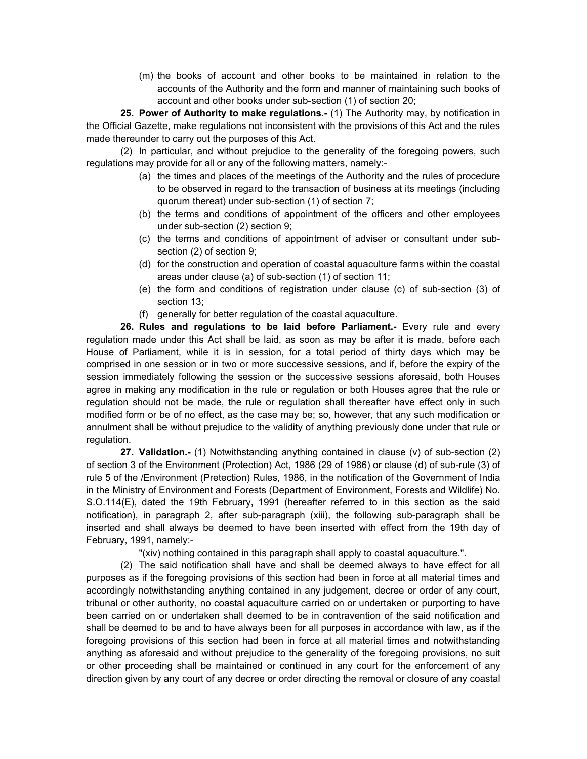(m) the books of account and other books to be maintained in relation to the accounts of the Authority and the form and manner of maintaining such books of account and other books under sub-section (1) of section 20;

**25. Power of Authority to make regulations.-** (1) The Authority may, by notification in the Official Gazette, make regulations not inconsistent with the provisions of this Act and the rules made thereunder to carry out the purposes of this Act.

(2) In particular, and without prejudice to the generality of the foregoing powers, such regulations may provide for all or any of the following matters, namely:-

(a) the times and places of the meetings of the Authority and the rules of procedure to be observed in regard to the transaction of business at its meetings (including quorum thereat) under sub-section (1) of section 7;

(b) the terms and conditions of appointment of the officers and other employees under sub-section (2) section 9;

(c) the terms and conditions of appointment of adviser or consultant under sub-section (2) of section 9;

(d) for the construction and operation of coastal aquaculture farms within the coastal areas under clause (a) of sub-section (1) of section 11;

(e) the form and conditions of registration under clause (c) of sub-section (3) of section 13;

(f) generally for better regulation of the coastal aquaculture.

**26. Rules and regulations to be laid before Parliament.-** Every rule and every regulation made under this Act shall be laid, as soon as may be after it is made, before each House of Parliament, while it is in session, for a total period of thirty days which may be comprised in one session or in two or more successive sessions, and if, before the expiry of the session immediately following the session or the successive sessions aforesaid, both Houses agree in making any modification in the rule or regulation or both Houses agree that the rule or regulation should not be made, the rule or regulation shall thereafter have effect only in such modified form or be of no effect, as the case may be; so, however, that any such modification or annulment shall be without prejudice to the validity of anything previously done under that rule or regulation.

**27. Validation.-** (1) Notwithstanding anything contained in clause (v) of sub-section (2) of section 3 of the Environment (Protection) Act, 1986 (29 of 1986) or clause (d) of sub-rule (3) of rule 5 of the /Environment (Pretection) Rules, 1986, in the notification of the Government of India in the Ministry of Environment and Forests (Department of Environment, Forests and Wildlife) No. S.O.114(E), dated the 19th February, 1991 (hereafter referred to in this section as the said notification), in paragraph 2, after sub-paragraph (xiii), the following sub-paragraph shall be inserted and shall always be deemed to have been inserted with effect from the 19th day of February, 1991, namely:-

"(xiv) nothing contained in this paragraph shall apply to coastal aquaculture.".

(2) The said notification shall have and shall be deemed always to have effect for all purposes as if the foregoing provisions of this section had been in force at all material times and accordingly notwithstanding anything contained in any judgement, decree or order of any court, tribunal or other authority, no coastal aquaculture carried on or undertaken or purporting to have been carried on or undertaken shall deemed to be in contravention of the said notification and shall be deemed to be and to have always been for all purposes in accordance with law, as if the foregoing provisions of this section had been in force at all material times and notwithstanding anything as aforesaid and without prejudice to the generality of the foregoing provisions, no suit or other proceeding shall be maintained or continued in any court for the enforcement of any direction given by any court of any decree or order directing the removal or closure of any coastal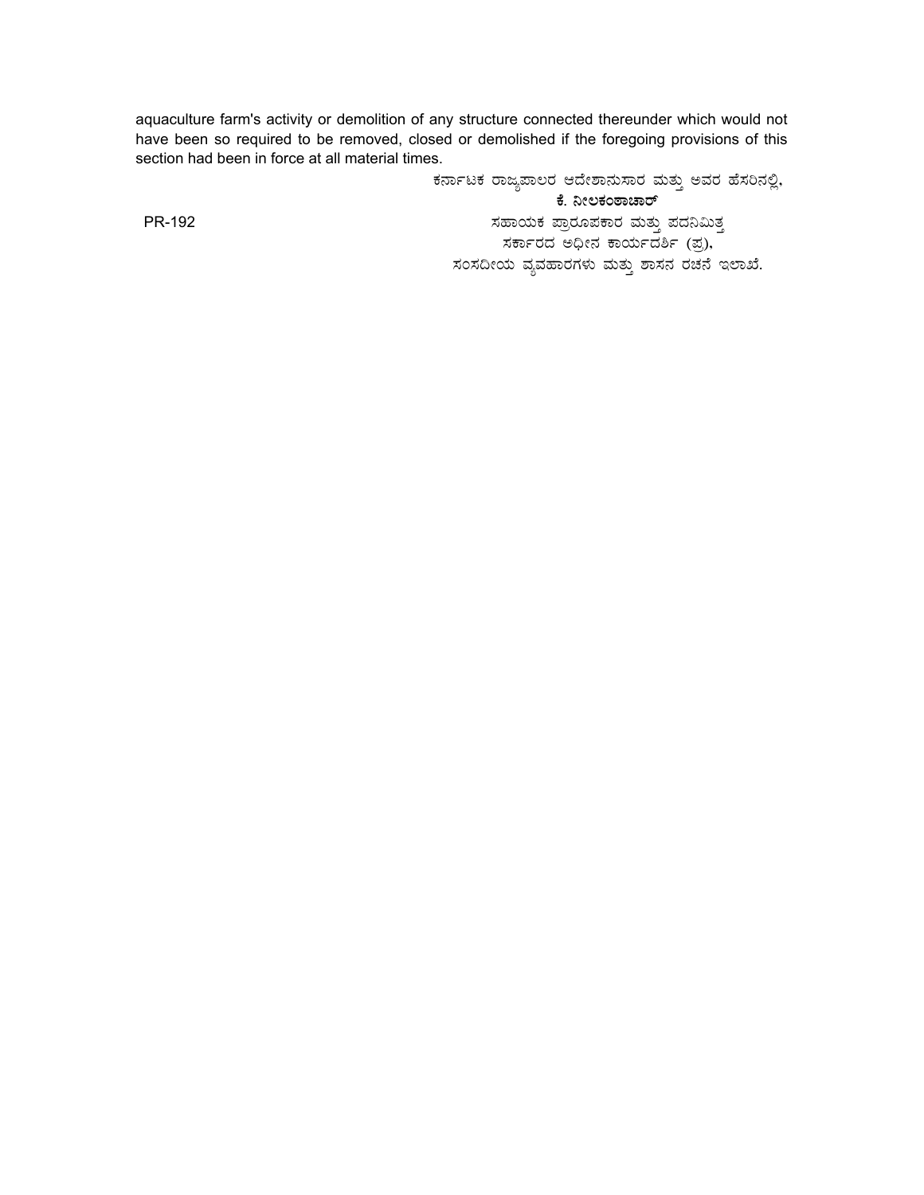aquaculture farm's activity or demolition of any structure connected thereunder which would not have been so required to be removed, closed or demolished if the foregoing provisions of this section had been in force at all material times.

ಕರ್ನಾಟಕ ರಾಜ್ಯಪಾಲರ ಆದೇಶಾನುಸಾರ ಮತ್ತು ಅವರ ಹೆಸರಿನಲ್ಲಿ,

**ಕೆ. ನೀಲಕಂಠಾಚಾರ್**

ಸಹಾಯಕ ಪ್ರಾರೂಪಕಾರ ಮತ್ತು ಪದನಿಮಿತ್ತ

ಸರ್ಕಾರದ ಅಧೀನ ಕಾರ್ಯದರ್ಶಿ (ಪ್ರ),

ಸಂಸದೀಯ ವ್ಯವಹಾರಗಳು ಮತ್ತು ಶಾಸನ ರಚನೆ ಇಲಾಖೆ.

PR-192